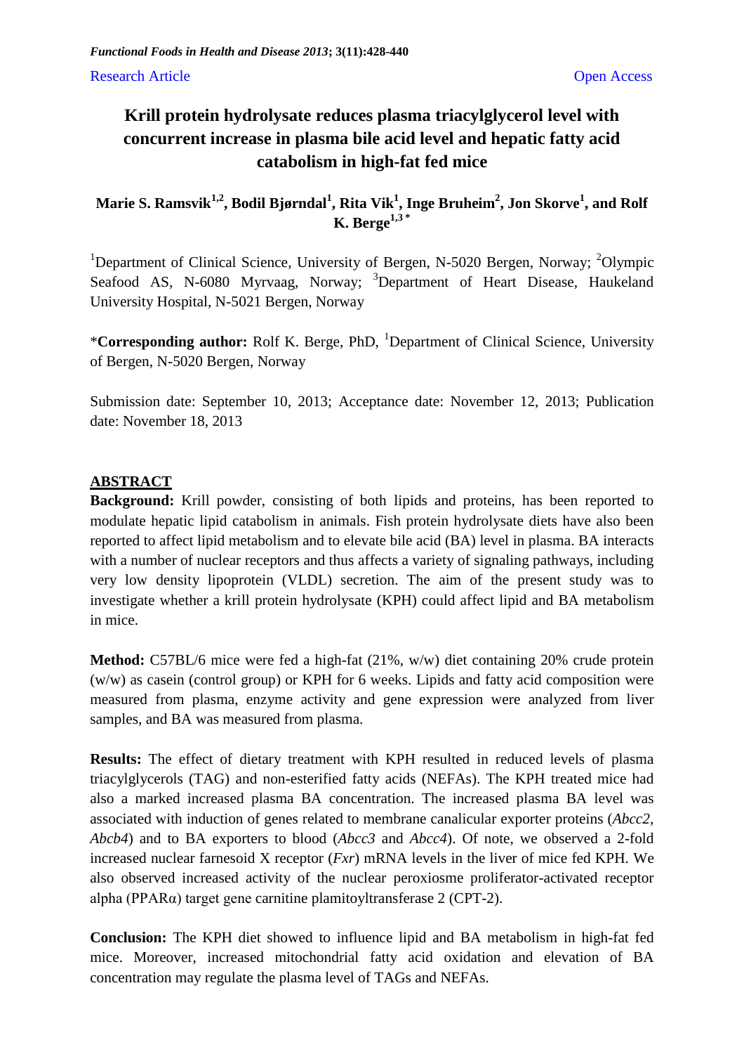Research Article Open Access

# Krill protein hydrolysate reduces plasma triacylglycerol level with concurrent increase in plasma bile acid level and hepatic fatty acid catabolism in high-fat fed mice

**Marie S. Ramsvik[1,2], Bodil Bjørndal[1], Rita Vik[1], Inge Bruheim[2], Jon Skorve[1], and Rolf K. Berge[1,3 *]**

[1]Department of Clinical Science, University of Bergen, N-5020 Bergen, Norway; [2]Olympic Seafood AS, N-6080 Myrvaag, Norway; [3]Department of Heart Disease, Haukeland University Hospital, N-5021 Bergen, Norway

*__Corresponding author:__ Rolf K. Berge, PhD, [1]Department of Clinical Science, University of Bergen, N-5020 Bergen, Norway

Submission date: September 10, 2013; Acceptance date: November 12, 2013; Publication date: November 18, 2013

## ABSTRACT

**Background:** Krill powder, consisting of both lipids and proteins, has been reported to modulate hepatic lipid catabolism in animals. Fish protein hydrolysate diets have also been reported to affect lipid metabolism and to elevate bile acid (BA) level in plasma. BA interacts with a number of nuclear receptors and thus affects a variety of signaling pathways, including very low density lipoprotein (VLDL) secretion. The aim of the present study was to investigate whether a krill protein hydrolysate (KPH) could affect lipid and BA metabolism in mice.

**Method:** C57BL/6 mice were fed a high-fat (21%, w/w) diet containing 20% crude protein (w/w) as casein (control group) or KPH for 6 weeks. Lipids and fatty acid composition were measured from plasma, enzyme activity and gene expression were analyzed from liver samples, and BA was measured from plasma.

**Results:** The effect of dietary treatment with KPH resulted in reduced levels of plasma triacylglycerols (TAG) and non-esterified fatty acids (NEFAs). The KPH treated mice had also a marked increased plasma BA concentration. The increased plasma BA level was associated with induction of genes related to membrane canalicular exporter proteins (*Abcc2*, *Abcb4*) and to BA exporters to blood (*Abcc3* and *Abcc4*). Of note, we observed a 2-fold increased nuclear farnesoid X receptor (*Fxr*) mRNA levels in the liver of mice fed KPH. We also observed increased activity of the nuclear peroxiosme proliferator-activated receptor alpha (PPARα) target gene carnitine plamitoyltransferase 2 (CPT-2).

**Conclusion:** The KPH diet showed to influence lipid and BA metabolism in high-fat fed mice. Moreover, increased mitochondrial fatty acid oxidation and elevation of BA concentration may regulate the plasma level of TAGs and NEFAs.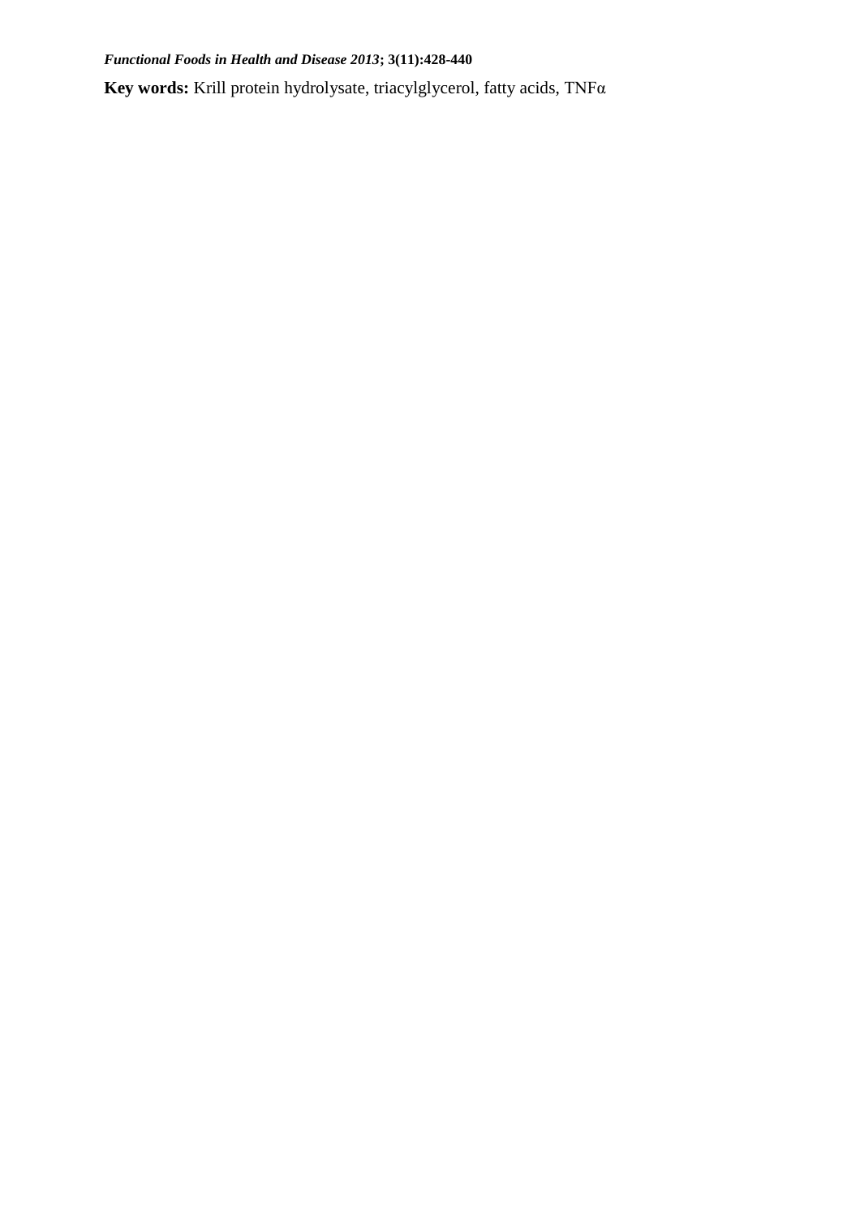**Key words:** Krill protein hydrolysate, triacylglycerol, fatty acids, TNFα